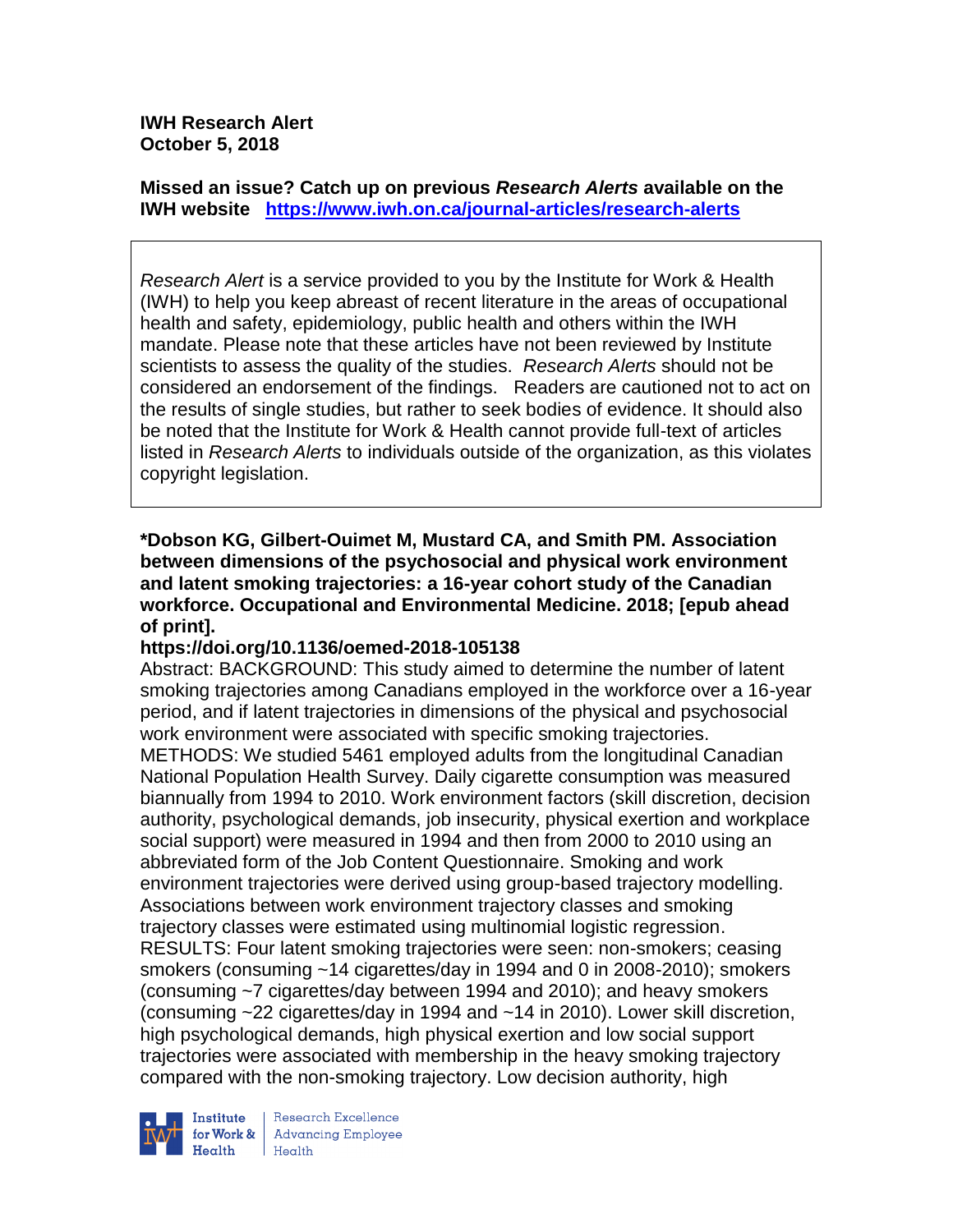**IWH Research Alert**
**October 5, 2018**

**Missed an issue? Catch up on previous *Research Alerts* available on the IWH website** **https://www.iwh.on.ca/journal-articles/research-alerts**

*Research Alert* is a service provided to you by the Institute for Work & Health (IWH) to help you keep abreast of recent literature in the areas of occupational health and safety, epidemiology, public health and others within the IWH mandate. Please note that these articles have not been reviewed by Institute scientists to assess the quality of the studies. *Research Alerts* should not be considered an endorsement of the findings. Readers are cautioned not to act on the results of single studies, but rather to seek bodies of evidence. It should also be noted that the Institute for Work & Health cannot provide full-text of articles listed in *Research Alerts* to individuals outside of the organization, as this violates copyright legislation.

**\*Dobson KG, Gilbert-Ouimet M, Mustard CA, and Smith PM. Association between dimensions of the psychosocial and physical work environment and latent smoking trajectories: a 16-year cohort study of the Canadian workforce. Occupational and Environmental Medicine. 2018; [epub ahead of print].**
**https://doi.org/10.1136/oemed-2018-105138**

Abstract: BACKGROUND: This study aimed to determine the number of latent smoking trajectories among Canadians employed in the workforce over a 16-year period, and if latent trajectories in dimensions of the physical and psychosocial work environment were associated with specific smoking trajectories. METHODS: We studied 5461 employed adults from the longitudinal Canadian National Population Health Survey. Daily cigarette consumption was measured biannually from 1994 to 2010. Work environment factors (skill discretion, decision authority, psychological demands, job insecurity, physical exertion and workplace social support) were measured in 1994 and then from 2000 to 2010 using an abbreviated form of the Job Content Questionnaire. Smoking and work environment trajectories were derived using group-based trajectory modelling. Associations between work environment trajectory classes and smoking trajectory classes were estimated using multinomial logistic regression. RESULTS: Four latent smoking trajectories were seen: non-smokers; ceasing smokers (consuming ~14 cigarettes/day in 1994 and 0 in 2008-2010); smokers (consuming ~7 cigarettes/day between 1994 and 2010); and heavy smokers (consuming ~22 cigarettes/day in 1994 and ~14 in 2010). Lower skill discretion, high psychological demands, high physical exertion and low social support trajectories were associated with membership in the heavy smoking trajectory compared with the non-smoking trajectory. Low decision authority, high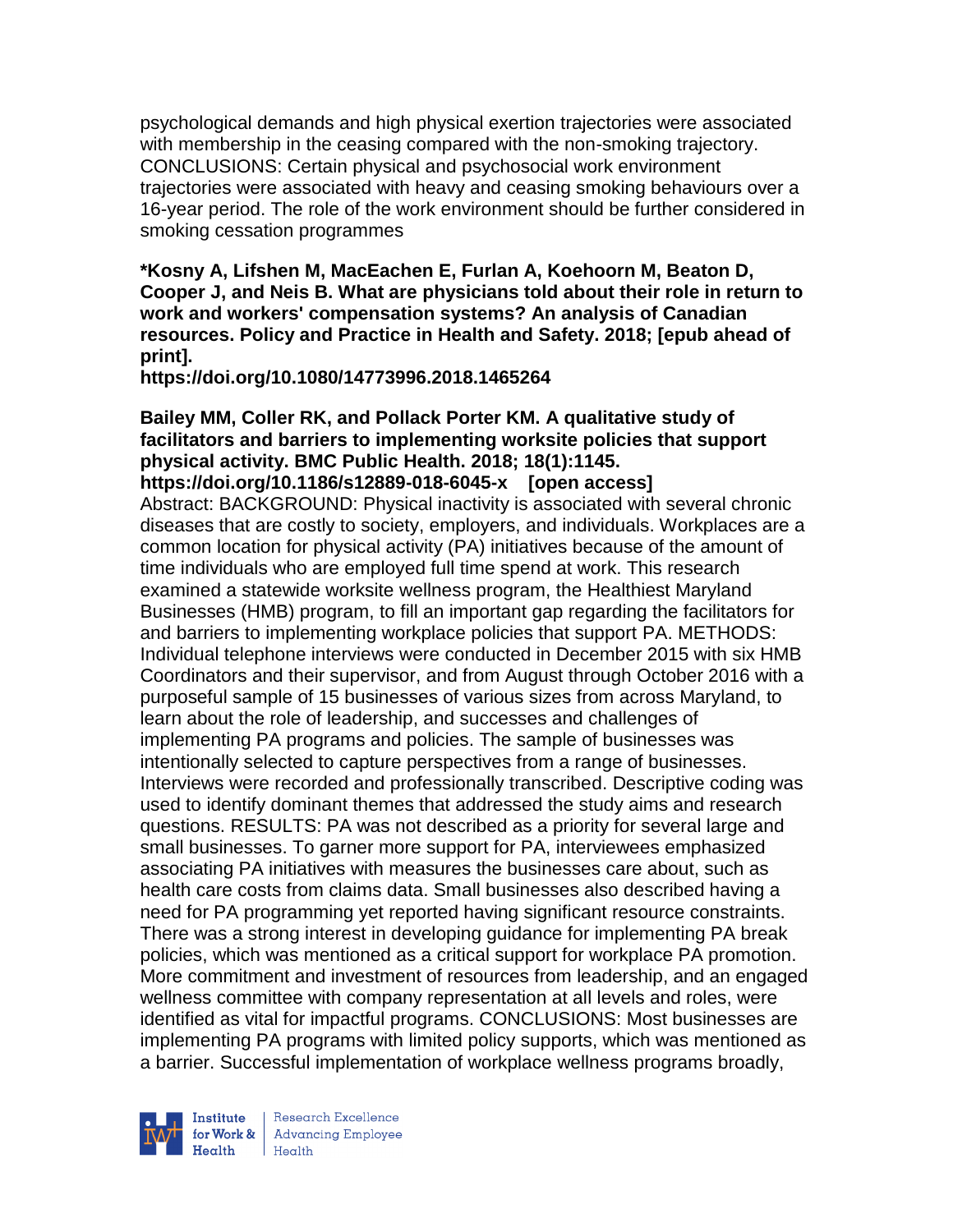psychological demands and high physical exertion trajectories were associated with membership in the ceasing compared with the non-smoking trajectory. CONCLUSIONS: Certain physical and psychosocial work environment trajectories were associated with heavy and ceasing smoking behaviours over a 16-year period. The role of the work environment should be further considered in smoking cessation programmes

**\*Kosny A, Lifshen M, MacEachen E, Furlan A, Koehoorn M, Beaton D, Cooper J, and Neis B. What are physicians told about their role in return to work and workers' compensation systems? An analysis of Canadian resources. Policy and Practice in Health and Safety. 2018; [epub ahead of print].**
**https://doi.org/10.1080/14773996.2018.1465264**

**Bailey MM, Coller RK, and Pollack Porter KM. A qualitative study of facilitators and barriers to implementing worksite policies that support physical activity. BMC Public Health. 2018; 18(1):1145.**
**https://doi.org/10.1186/s12889-018-6045-x [open access]**
Abstract: BACKGROUND: Physical inactivity is associated with several chronic diseases that are costly to society, employers, and individuals. Workplaces are a common location for physical activity (PA) initiatives because of the amount of time individuals who are employed full time spend at work. This research examined a statewide worksite wellness program, the Healthiest Maryland Businesses (HMB) program, to fill an important gap regarding the facilitators for and barriers to implementing workplace policies that support PA. METHODS: Individual telephone interviews were conducted in December 2015 with six HMB Coordinators and their supervisor, and from August through October 2016 with a purposeful sample of 15 businesses of various sizes from across Maryland, to learn about the role of leadership, and successes and challenges of implementing PA programs and policies. The sample of businesses was intentionally selected to capture perspectives from a range of businesses. Interviews were recorded and professionally transcribed. Descriptive coding was used to identify dominant themes that addressed the study aims and research questions. RESULTS: PA was not described as a priority for several large and small businesses. To garner more support for PA, interviewees emphasized associating PA initiatives with measures the businesses care about, such as health care costs from claims data. Small businesses also described having a need for PA programming yet reported having significant resource constraints. There was a strong interest in developing guidance for implementing PA break policies, which was mentioned as a critical support for workplace PA promotion. More commitment and investment of resources from leadership, and an engaged wellness committee with company representation at all levels and roles, were identified as vital for impactful programs. CONCLUSIONS: Most businesses are implementing PA programs with limited policy supports, which was mentioned as a barrier. Successful implementation of workplace wellness programs broadly,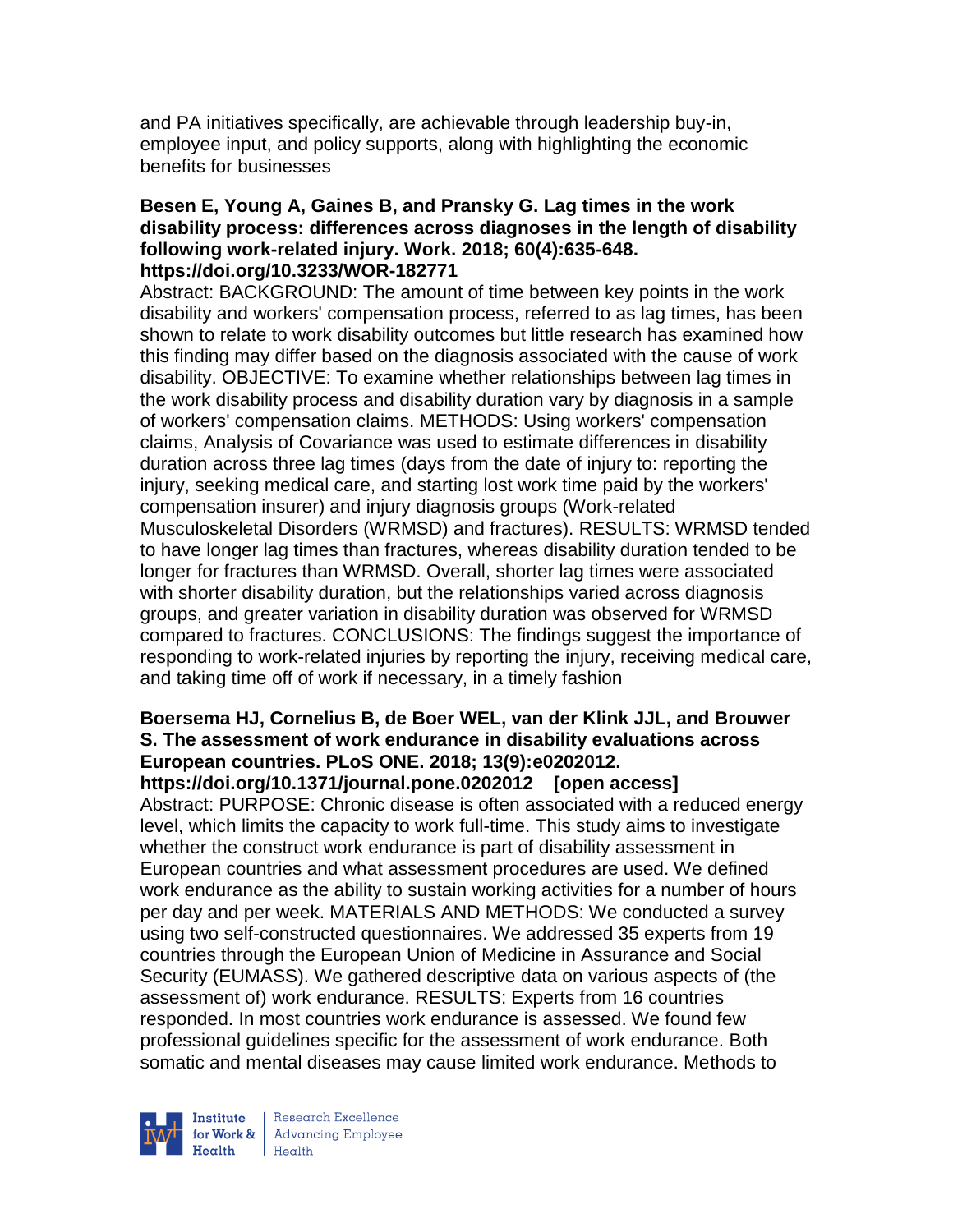and PA initiatives specifically, are achievable through leadership buy-in, employee input, and policy supports, along with highlighting the economic benefits for businesses

**Besen E, Young A, Gaines B, and Pransky G. Lag times in the work disability process: differences across diagnoses in the length of disability following work-related injury. Work. 2018; 60(4):635-648. https://doi.org/10.3233/WOR-182771**

Abstract: BACKGROUND: The amount of time between key points in the work disability and workers' compensation process, referred to as lag times, has been shown to relate to work disability outcomes but little research has examined how this finding may differ based on the diagnosis associated with the cause of work disability. OBJECTIVE: To examine whether relationships between lag times in the work disability process and disability duration vary by diagnosis in a sample of workers' compensation claims. METHODS: Using workers' compensation claims, Analysis of Covariance was used to estimate differences in disability duration across three lag times (days from the date of injury to: reporting the injury, seeking medical care, and starting lost work time paid by the workers' compensation insurer) and injury diagnosis groups (Work-related Musculoskeletal Disorders (WRMSD) and fractures). RESULTS: WRMSD tended to have longer lag times than fractures, whereas disability duration tended to be longer for fractures than WRMSD. Overall, shorter lag times were associated with shorter disability duration, but the relationships varied across diagnosis groups, and greater variation in disability duration was observed for WRMSD compared to fractures. CONCLUSIONS: The findings suggest the importance of responding to work-related injuries by reporting the injury, receiving medical care, and taking time off of work if necessary, in a timely fashion

**Boersema HJ, Cornelius B, de Boer WEL, van der Klink JJL, and Brouwer S. The assessment of work endurance in disability evaluations across European countries. PLoS ONE. 2018; 13(9):e0202012. https://doi.org/10.1371/journal.pone.0202012 [open access]**

Abstract: PURPOSE: Chronic disease is often associated with a reduced energy level, which limits the capacity to work full-time. This study aims to investigate whether the construct work endurance is part of disability assessment in European countries and what assessment procedures are used. We defined work endurance as the ability to sustain working activities for a number of hours per day and per week. MATERIALS AND METHODS: We conducted a survey using two self-constructed questionnaires. We addressed 35 experts from 19 countries through the European Union of Medicine in Assurance and Social Security (EUMASS). We gathered descriptive data on various aspects of (the assessment of) work endurance. RESULTS: Experts from 16 countries responded. In most countries work endurance is assessed. We found few professional guidelines specific for the assessment of work endurance. Both somatic and mental diseases may cause limited work endurance. Methods to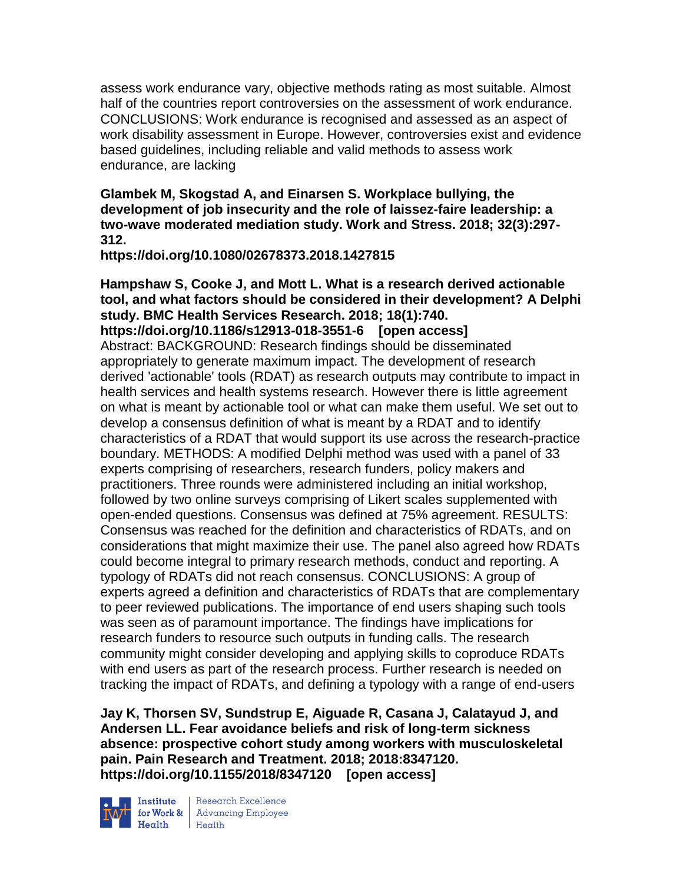assess work endurance vary, objective methods rating as most suitable. Almost half of the countries report controversies on the assessment of work endurance. CONCLUSIONS: Work endurance is recognised and assessed as an aspect of work disability assessment in Europe. However, controversies exist and evidence based guidelines, including reliable and valid methods to assess work endurance, are lacking

**Glambek M, Skogstad A, and Einarsen S. Workplace bullying, the development of job insecurity and the role of laissez-faire leadership: a two-wave moderated mediation study. Work and Stress. 2018; 32(3):297-312.**
**https://doi.org/10.1080/02678373.2018.1427815**

**Hampshaw S, Cooke J, and Mott L. What is a research derived actionable tool, and what factors should be considered in their development? A Delphi study. BMC Health Services Research. 2018; 18(1):740.**
**https://doi.org/10.1186/s12913-018-3551-6 [open access]**
Abstract: BACKGROUND: Research findings should be disseminated appropriately to generate maximum impact. The development of research derived 'actionable' tools (RDAT) as research outputs may contribute to impact in health services and health systems research. However there is little agreement on what is meant by actionable tool or what can make them useful. We set out to develop a consensus definition of what is meant by a RDAT and to identify characteristics of a RDAT that would support its use across the research-practice boundary. METHODS: A modified Delphi method was used with a panel of 33 experts comprising of researchers, research funders, policy makers and practitioners. Three rounds were administered including an initial workshop, followed by two online surveys comprising of Likert scales supplemented with open-ended questions. Consensus was defined at 75% agreement. RESULTS: Consensus was reached for the definition and characteristics of RDATs, and on considerations that might maximize their use. The panel also agreed how RDATs could become integral to primary research methods, conduct and reporting. A typology of RDATs did not reach consensus. CONCLUSIONS: A group of experts agreed a definition and characteristics of RDATs that are complementary to peer reviewed publications. The importance of end users shaping such tools was seen as of paramount importance. The findings have implications for research funders to resource such outputs in funding calls. The research community might consider developing and applying skills to coproduce RDATs with end users as part of the research process. Further research is needed on tracking the impact of RDATs, and defining a typology with a range of end-users

**Jay K, Thorsen SV, Sundstrup E, Aiguade R, Casana J, Calatayud J, and Andersen LL. Fear avoidance beliefs and risk of long-term sickness absence: prospective cohort study among workers with musculoskeletal pain. Pain Research and Treatment. 2018; 2018:8347120.**
**https://doi.org/10.1155/2018/8347120 [open access]**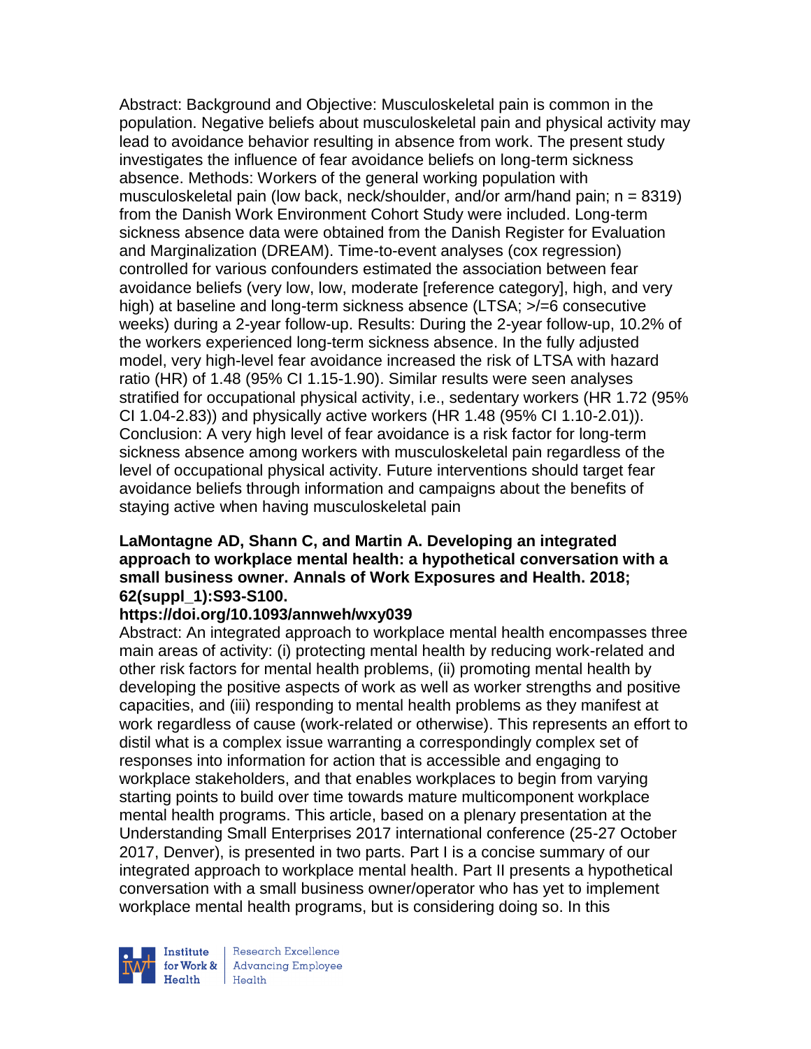Abstract: Background and Objective: Musculoskeletal pain is common in the population. Negative beliefs about musculoskeletal pain and physical activity may lead to avoidance behavior resulting in absence from work. The present study investigates the influence of fear avoidance beliefs on long-term sickness absence. Methods: Workers of the general working population with musculoskeletal pain (low back, neck/shoulder, and/or arm/hand pain; n = 8319) from the Danish Work Environment Cohort Study were included. Long-term sickness absence data were obtained from the Danish Register for Evaluation and Marginalization (DREAM). Time-to-event analyses (cox regression) controlled for various confounders estimated the association between fear avoidance beliefs (very low, low, moderate [reference category], high, and very high) at baseline and long-term sickness absence (LTSA; >/=6 consecutive weeks) during a 2-year follow-up. Results: During the 2-year follow-up, 10.2% of the workers experienced long-term sickness absence. In the fully adjusted model, very high-level fear avoidance increased the risk of LTSA with hazard ratio (HR) of 1.48 (95% CI 1.15-1.90). Similar results were seen analyses stratified for occupational physical activity, i.e., sedentary workers (HR 1.72 (95% CI 1.04-2.83)) and physically active workers (HR 1.48 (95% CI 1.10-2.01)). Conclusion: A very high level of fear avoidance is a risk factor for long-term sickness absence among workers with musculoskeletal pain regardless of the level of occupational physical activity. Future interventions should target fear avoidance beliefs through information and campaigns about the benefits of staying active when having musculoskeletal pain

**LaMontagne AD, Shann C, and Martin A. Developing an integrated approach to workplace mental health: a hypothetical conversation with a small business owner. Annals of Work Exposures and Health. 2018; 62(suppl_1):S93-S100.**

**https://doi.org/10.1093/annweh/wxy039**

Abstract: An integrated approach to workplace mental health encompasses three main areas of activity: (i) protecting mental health by reducing work-related and other risk factors for mental health problems, (ii) promoting mental health by developing the positive aspects of work as well as worker strengths and positive capacities, and (iii) responding to mental health problems as they manifest at work regardless of cause (work-related or otherwise). This represents an effort to distil what is a complex issue warranting a correspondingly complex set of responses into information for action that is accessible and engaging to workplace stakeholders, and that enables workplaces to begin from varying starting points to build over time towards mature multicomponent workplace mental health programs. This article, based on a plenary presentation at the Understanding Small Enterprises 2017 international conference (25-27 October 2017, Denver), is presented in two parts. Part I is a concise summary of our integrated approach to workplace mental health. Part II presents a hypothetical conversation with a small business owner/operator who has yet to implement workplace mental health programs, but is considering doing so. In this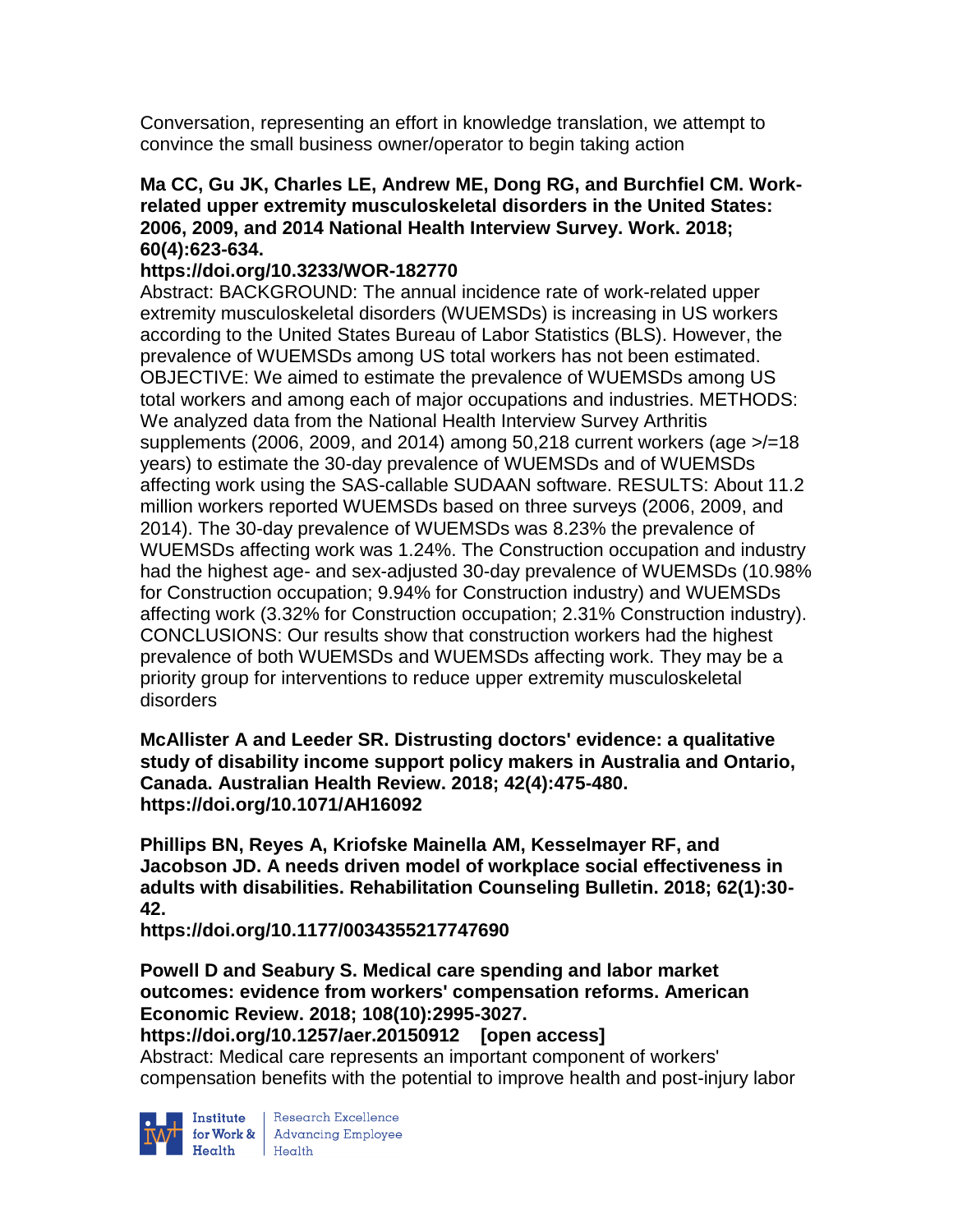Conversation, representing an effort in knowledge translation, we attempt to convince the small business owner/operator to begin taking action

**Ma CC, Gu JK, Charles LE, Andrew ME, Dong RG, and Burchfiel CM. Work-related upper extremity musculoskeletal disorders in the United States: 2006, 2009, and 2014 National Health Interview Survey. Work. 2018; 60(4):623-634.**
**https://doi.org/10.3233/WOR-182770**
Abstract: BACKGROUND: The annual incidence rate of work-related upper extremity musculoskeletal disorders (WUEMSDs) is increasing in US workers according to the United States Bureau of Labor Statistics (BLS). However, the prevalence of WUEMSDs among US total workers has not been estimated. OBJECTIVE: We aimed to estimate the prevalence of WUEMSDs among US total workers and among each of major occupations and industries. METHODS: We analyzed data from the National Health Interview Survey Arthritis supplements (2006, 2009, and 2014) among 50,218 current workers (age >/=18 years) to estimate the 30-day prevalence of WUEMSDs and of WUEMSDs affecting work using the SAS-callable SUDAAN software. RESULTS: About 11.2 million workers reported WUEMSDs based on three surveys (2006, 2009, and 2014). The 30-day prevalence of WUEMSDs was 8.23% the prevalence of WUEMSDs affecting work was 1.24%. The Construction occupation and industry had the highest age- and sex-adjusted 30-day prevalence of WUEMSDs (10.98% for Construction occupation; 9.94% for Construction industry) and WUEMSDs affecting work (3.32% for Construction occupation; 2.31% Construction industry). CONCLUSIONS: Our results show that construction workers had the highest prevalence of both WUEMSDs and WUEMSDs affecting work. They may be a priority group for interventions to reduce upper extremity musculoskeletal disorders

**McAllister A and Leeder SR. Distrusting doctors' evidence: a qualitative study of disability income support policy makers in Australia and Ontario, Canada. Australian Health Review. 2018; 42(4):475-480.**
**https://doi.org/10.1071/AH16092**

**Phillips BN, Reyes A, Kriofske Mainella AM, Kesselmayer RF, and Jacobson JD. A needs driven model of workplace social effectiveness in adults with disabilities. Rehabilitation Counseling Bulletin. 2018; 62(1):30-42.**
**https://doi.org/10.1177/0034355217747690**

**Powell D and Seabury S. Medical care spending and labor market outcomes: evidence from workers' compensation reforms. American Economic Review. 2018; 108(10):2995-3027.**
**https://doi.org/10.1257/aer.20150912 [open access]**
Abstract: Medical care represents an important component of workers' compensation benefits with the potential to improve health and post-injury labor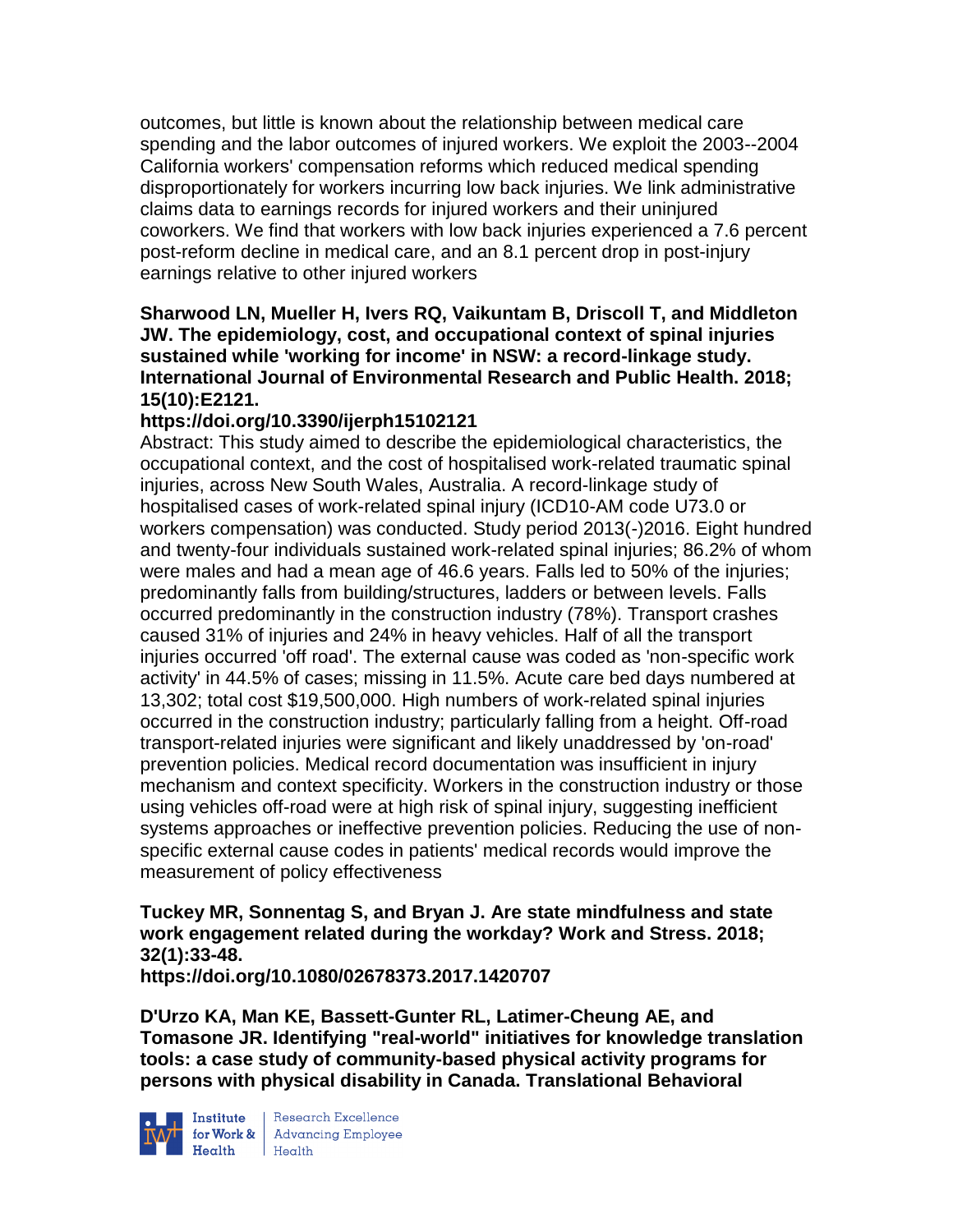outcomes, but little is known about the relationship between medical care spending and the labor outcomes of injured workers. We exploit the 2003--2004 California workers' compensation reforms which reduced medical spending disproportionately for workers incurring low back injuries. We link administrative claims data to earnings records for injured workers and their uninjured coworkers. We find that workers with low back injuries experienced a 7.6 percent post-reform decline in medical care, and an 8.1 percent drop in post-injury earnings relative to other injured workers

**Sharwood LN, Mueller H, Ivers RQ, Vaikuntam B, Driscoll T, and Middleton JW. The epidemiology, cost, and occupational context of spinal injuries sustained while 'working for income' in NSW: a record-linkage study. International Journal of Environmental Research and Public Health. 2018; 15(10):E2121.**

**https://doi.org/10.3390/ijerph15102121**

Abstract: This study aimed to describe the epidemiological characteristics, the occupational context, and the cost of hospitalised work-related traumatic spinal injuries, across New South Wales, Australia. A record-linkage study of hospitalised cases of work-related spinal injury (ICD10-AM code U73.0 or workers compensation) was conducted. Study period 2013(-)2016. Eight hundred and twenty-four individuals sustained work-related spinal injuries; 86.2% of whom were males and had a mean age of 46.6 years. Falls led to 50% of the injuries; predominantly falls from building/structures, ladders or between levels. Falls occurred predominantly in the construction industry (78%). Transport crashes caused 31% of injuries and 24% in heavy vehicles. Half of all the transport injuries occurred 'off road'. The external cause was coded as 'non-specific work activity' in 44.5% of cases; missing in 11.5%. Acute care bed days numbered at 13,302; total cost $19,500,000. High numbers of work-related spinal injuries occurred in the construction industry; particularly falling from a height. Off-road transport-related injuries were significant and likely unaddressed by 'on-road' prevention policies. Medical record documentation was insufficient in injury mechanism and context specificity. Workers in the construction industry or those using vehicles off-road were at high risk of spinal injury, suggesting inefficient systems approaches or ineffective prevention policies. Reducing the use of non-specific external cause codes in patients' medical records would improve the measurement of policy effectiveness

**Tuckey MR, Sonnentag S, and Bryan J. Are state mindfulness and state work engagement related during the workday? Work and Stress. 2018; 32(1):33-48.**

**https://doi.org/10.1080/02678373.2017.1420707**

**D'Urzo KA, Man KE, Bassett-Gunter RL, Latimer-Cheung AE, and Tomasone JR. Identifying "real-world" initiatives for knowledge translation tools: a case study of community-based physical activity programs for persons with physical disability in Canada. Translational Behavioral**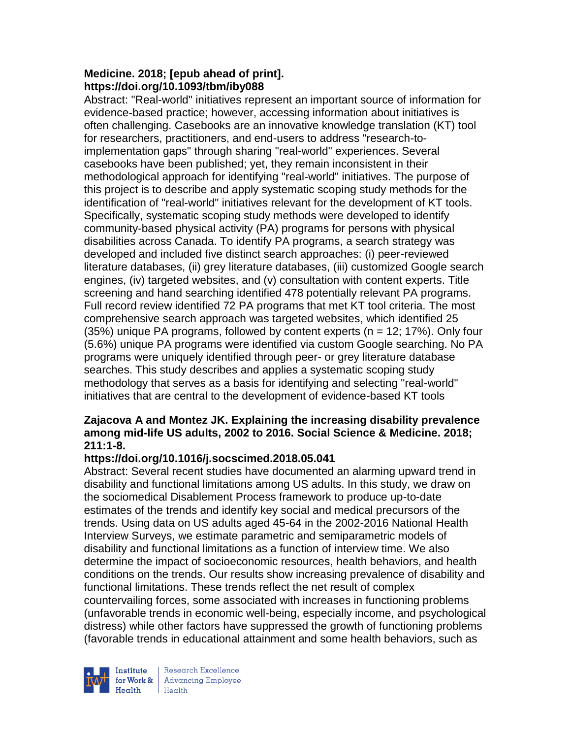**Medicine. 2018; [epub ahead of print].**
**https://doi.org/10.1093/tbm/iby088**

Abstract: "Real-world" initiatives represent an important source of information for evidence-based practice; however, accessing information about initiatives is often challenging. Casebooks are an innovative knowledge translation (KT) tool for researchers, practitioners, and end-users to address "research-to-implementation gaps" through sharing "real-world" experiences. Several casebooks have been published; yet, they remain inconsistent in their methodological approach for identifying "real-world" initiatives. The purpose of this project is to describe and apply systematic scoping study methods for the identification of "real-world" initiatives relevant for the development of KT tools. Specifically, systematic scoping study methods were developed to identify community-based physical activity (PA) programs for persons with physical disabilities across Canada. To identify PA programs, a search strategy was developed and included five distinct search approaches: (i) peer-reviewed literature databases, (ii) grey literature databases, (iii) customized Google search engines, (iv) targeted websites, and (v) consultation with content experts. Title screening and hand searching identified 478 potentially relevant PA programs. Full record review identified 72 PA programs that met KT tool criteria. The most comprehensive search approach was targeted websites, which identified 25 (35%) unique PA programs, followed by content experts (n = 12; 17%). Only four (5.6%) unique PA programs were identified via custom Google searching. No PA programs were uniquely identified through peer- or grey literature database searches. This study describes and applies a systematic scoping study methodology that serves as a basis for identifying and selecting "real-world" initiatives that are central to the development of evidence-based KT tools

**Zajacova A and Montez JK. Explaining the increasing disability prevalence among mid-life US adults, 2002 to 2016. Social Science & Medicine. 2018; 211:1-8.**
**https://doi.org/10.1016/j.socscimed.2018.05.041**

Abstract: Several recent studies have documented an alarming upward trend in disability and functional limitations among US adults. In this study, we draw on the sociomedical Disablement Process framework to produce up-to-date estimates of the trends and identify key social and medical precursors of the trends. Using data on US adults aged 45-64 in the 2002-2016 National Health Interview Surveys, we estimate parametric and semiparametric models of disability and functional limitations as a function of interview time. We also determine the impact of socioeconomic resources, health behaviors, and health conditions on the trends. Our results show increasing prevalence of disability and functional limitations. These trends reflect the net result of complex countervailing forces, some associated with increases in functioning problems (unfavorable trends in economic well-being, especially income, and psychological distress) while other factors have suppressed the growth of functioning problems (favorable trends in educational attainment and some health behaviors, such as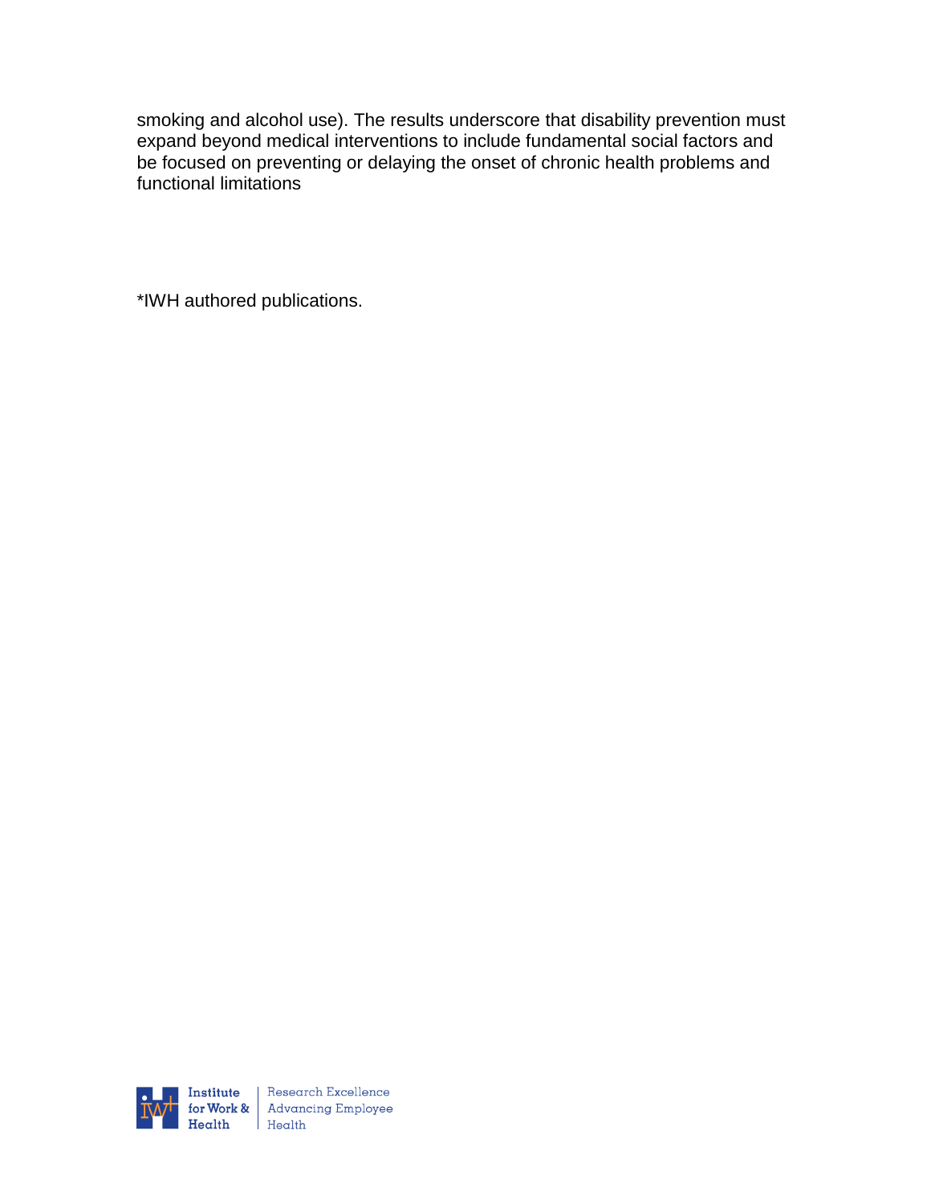smoking and alcohol use). The results underscore that disability prevention must expand beyond medical interventions to include fundamental social factors and be focused on preventing or delaying the onset of chronic health problems and functional limitations

*IWH authored publications.